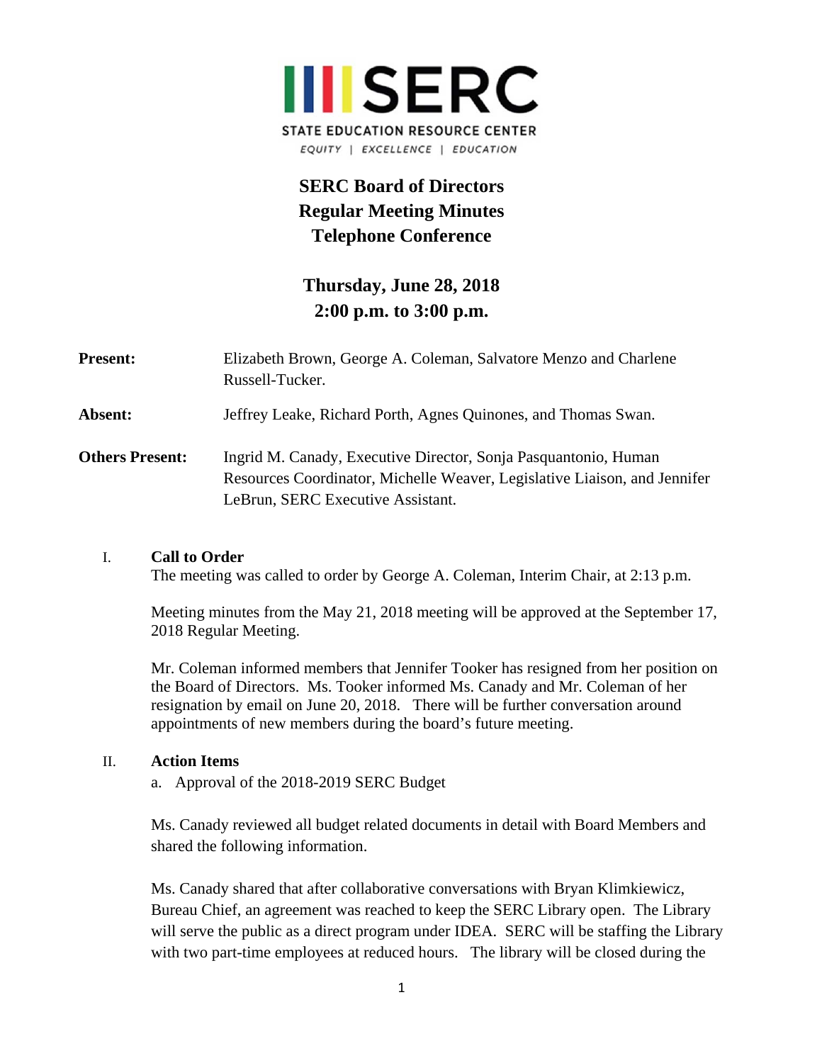SERC
STATE EDUCATION RESOURCE CENTER
EQUITY | EXCELLENCE | EDUCATION

# SERC Board of Directors
# Regular Meeting Minutes
# Telephone Conference

## Thursday, June 28, 2018
## 2:00 p.m. to 3:00 p.m.

**Present:** Elizabeth Brown, George A. Coleman, Salvatore Menzo and Charlene Russell-Tucker.

**Absent:** Jeffrey Leake, Richard Porth, Agnes Quinones, and Thomas Swan.

**Others Present:** Ingrid M. Canady, Executive Director, Sonja Pasquantonio, Human Resources Coordinator, Michelle Weaver, Legislative Liaison, and Jennifer LeBrun, SERC Executive Assistant.

I. **Call to Order**

The meeting was called to order by George A. Coleman, Interim Chair, at 2:13 p.m.

Meeting minutes from the May 21, 2018 meeting will be approved at the September 17, 2018 Regular Meeting.

Mr. Coleman informed members that Jennifer Tooker has resigned from her position on the Board of Directors. Ms. Tooker informed Ms. Canady and Mr. Coleman of her resignation by email on June 20, 2018. There will be further conversation around appointments of new members during the board's future meeting.

II. **Action Items**

a. Approval of the 2018-2019 SERC Budget

Ms. Canady reviewed all budget related documents in detail with Board Members and shared the following information.

Ms. Canady shared that after collaborative conversations with Bryan Klimkiewicz, Bureau Chief, an agreement was reached to keep the SERC Library open. The Library will serve the public as a direct program under IDEA. SERC will be staffing the Library with two part-time employees at reduced hours. The library will be closed during the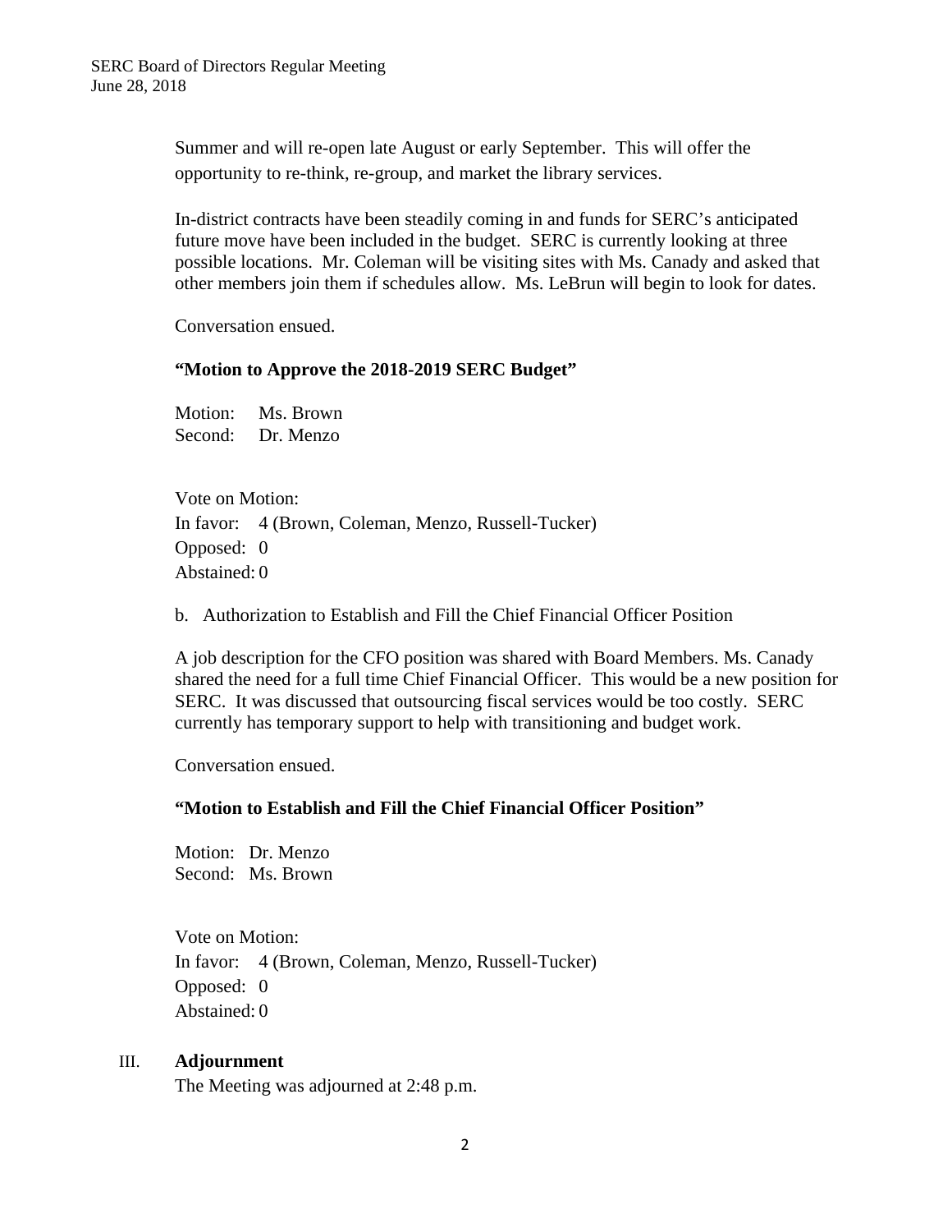Summer and will re-open late August or early September. This will offer the opportunity to re-think, re-group, and market the library services.

In-district contracts have been steadily coming in and funds for SERC's anticipated future move have been included in the budget. SERC is currently looking at three possible locations. Mr. Coleman will be visiting sites with Ms. Canady and asked that other members join them if schedules allow. Ms. LeBrun will begin to look for dates.

Conversation ensued.

**"Motion to Approve the 2018-2019 SERC Budget"**

Motion: Ms. Brown
Second: Dr. Menzo

Vote on Motion:
In favor: 4 (Brown, Coleman, Menzo, Russell-Tucker)
Opposed: 0
Abstained: 0

b. Authorization to Establish and Fill the Chief Financial Officer Position

A job description for the CFO position was shared with Board Members. Ms. Canady shared the need for a full time Chief Financial Officer. This would be a new position for SERC. It was discussed that outsourcing fiscal services would be too costly. SERC currently has temporary support to help with transitioning and budget work.

Conversation ensued.

**"Motion to Establish and Fill the Chief Financial Officer Position"**

Motion: Dr. Menzo
Second: Ms. Brown

Vote on Motion:
In favor: 4 (Brown, Coleman, Menzo, Russell-Tucker)
Opposed: 0
Abstained: 0

## III. Adjournment

The Meeting was adjourned at 2:48 p.m.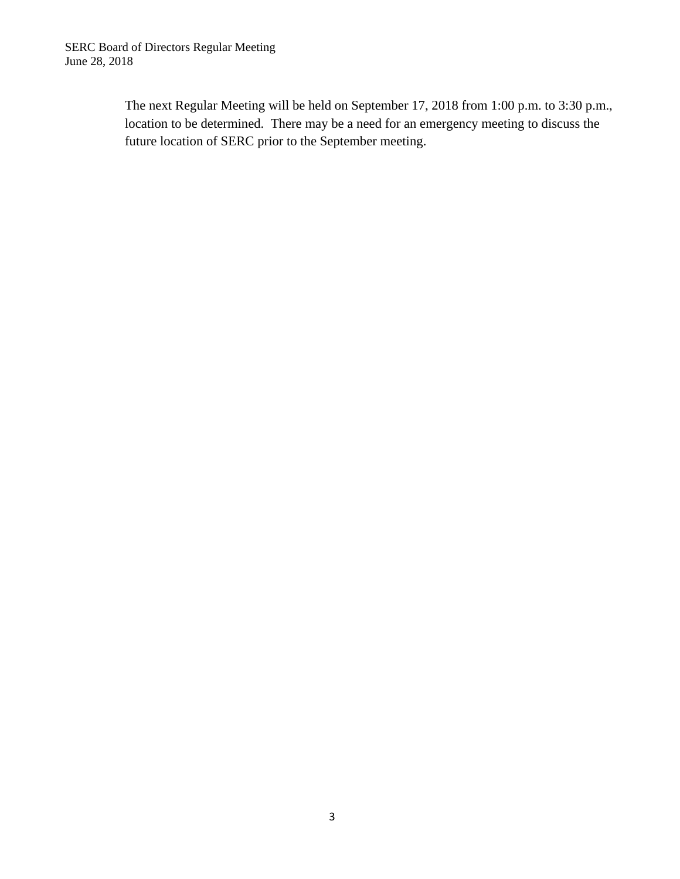The next Regular Meeting will be held on September 17, 2018 from 1:00 p.m. to 3:30 p.m., location to be determined. There may be a need for an emergency meeting to discuss the future location of SERC prior to the September meeting.